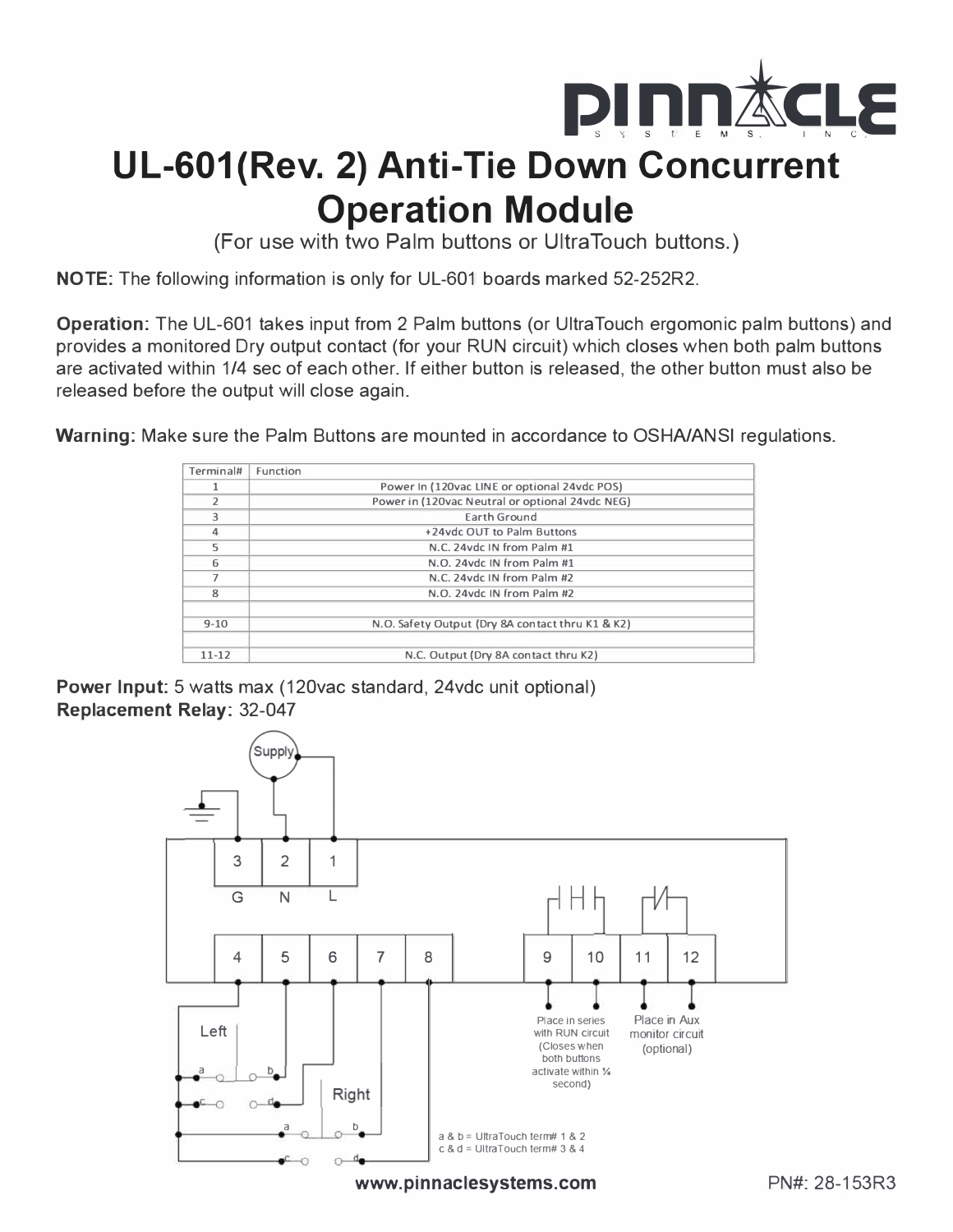# UL-601(Rev. 2) Anti-Tie Down Concurrent Operation Module

(For use with two Palm buttons or UltraTouch buttons.)

**NOTE:** The following information is only for UL-601 boards marked 52-252R2.

**Operation:** The UL-601 takes input from 2 Palm buttons (or UltraTouch ergomonic palm buttons) and provides a monitored Dry output contact (for your RUN circuit) which closes when both palm buttons are activated within 1/4 sec of each other. If either button is released, the other button must also be released before the output will close again.

**Warning:** Make sure the Palm Buttons are mounted in accordance to OSHA/ANSI regulations.

| Terminal# | Function |
|---|---|
| 1 | Power In (120vac LINE or optional 24vdc POS) |
| 2 | Power in (120vac Neutral or optional 24vdc NEG) |
| 3 | Earth Ground |
| 4 | +24vdc OUT to Palm Buttons |
| 5 | N.C. 24vdc IN from Palm #1 |
| 6 | N.O. 24vdc IN from Palm #1 |
| 7 | N.C. 24vdc IN from Palm #2 |
| 8 | N.O. 24vdc IN from Palm #2 |
| | |
| 9-10 | N.O. Safety Output (Dry 8A contact thru K1 & K2) |
| | |
| 11-12 | N.C. Output (Dry 8A contact thru K2) |

**Power Input:** 5 watts max (120vac standard, 24vdc unit optional)
**Replacement Relay:** 32-047

Supply

3 G | 2 N | 1 L

4 | 5 | 6 | 7 | 8 | 9 | 10 | 11 | 12

Left

Right

Place in series with RUN circuit (Closes when both buttons activate within ¼ second)

Place in Aux monitor circuit (optional)

a & b = UltraTouch term# 1 & 2
c & d = UltraTouch term# 3 & 4

www.pinnaclesystems.com

PN#: 28-153R3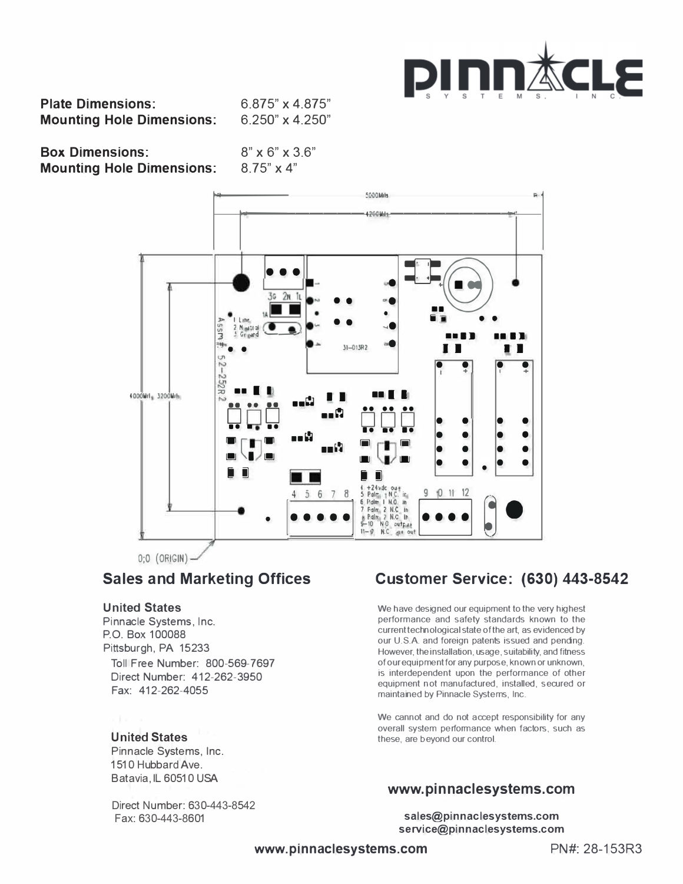**Plate Dimensions:** 6.875" x 4.875"
**Mounting Hole Dimensions:** 6.250" x 4.250"

**Box Dimensions:** 8" x 6" x 3.6"
**Mounting Hole Dimensions:** 8.75" x 4"

5000Mils
4200Mils
4000Mils
3200Mils

3G 2N 1L
1 Line
2 Neutral
3 Ground
1A
Assm. # 52-252R2
31-013R2
4 5 6 7 8
9 10 11 12
4 +24vdc out
5 Palm 1 N.C. in
6 Palm 1 N.O. in
7 Palm 2 N.C. in
8 Palm 2 N.C. in
9-10 N.O. output
11-9 N.C. out
0;0 (ORIGIN)

## Sales and Marketing Offices

**United States**
Pinnacle Systems, Inc.
P.O. Box 100088
Pittsburgh, PA 15233
Toll Free Number: 800-569-7697
Direct Number: 412-262-3950
Fax: 412-262-4055

**United States**
Pinnacle Systems, Inc.
1510 Hubbard Ave.
Batavia, IL 60510 USA

Direct Number: 630-443-8542
Fax: 630-443-8601

## Customer Service: (630) 443-8542

We have designed our equipment to the very highest performance and safety standards known to the current technological state of the art, as evidenced by our U.S.A. and foreign patents issued and pending. However, the installation, usage, suitability, and fitness of our equipment for any purpose, known or unknown, is interdependent upon the performance of other equipment not manufactured, installed, secured or maintained by Pinnacle Systems, Inc.

We cannot and do not accept responsibility for any overall system performance when factors, such as these, are beyond our control.

**www.pinnaclesystems.com**

sales@pinnaclesystems.com
service@pinnaclesystems.com

www.pinnaclesystems.com

PN#: 28-153R3